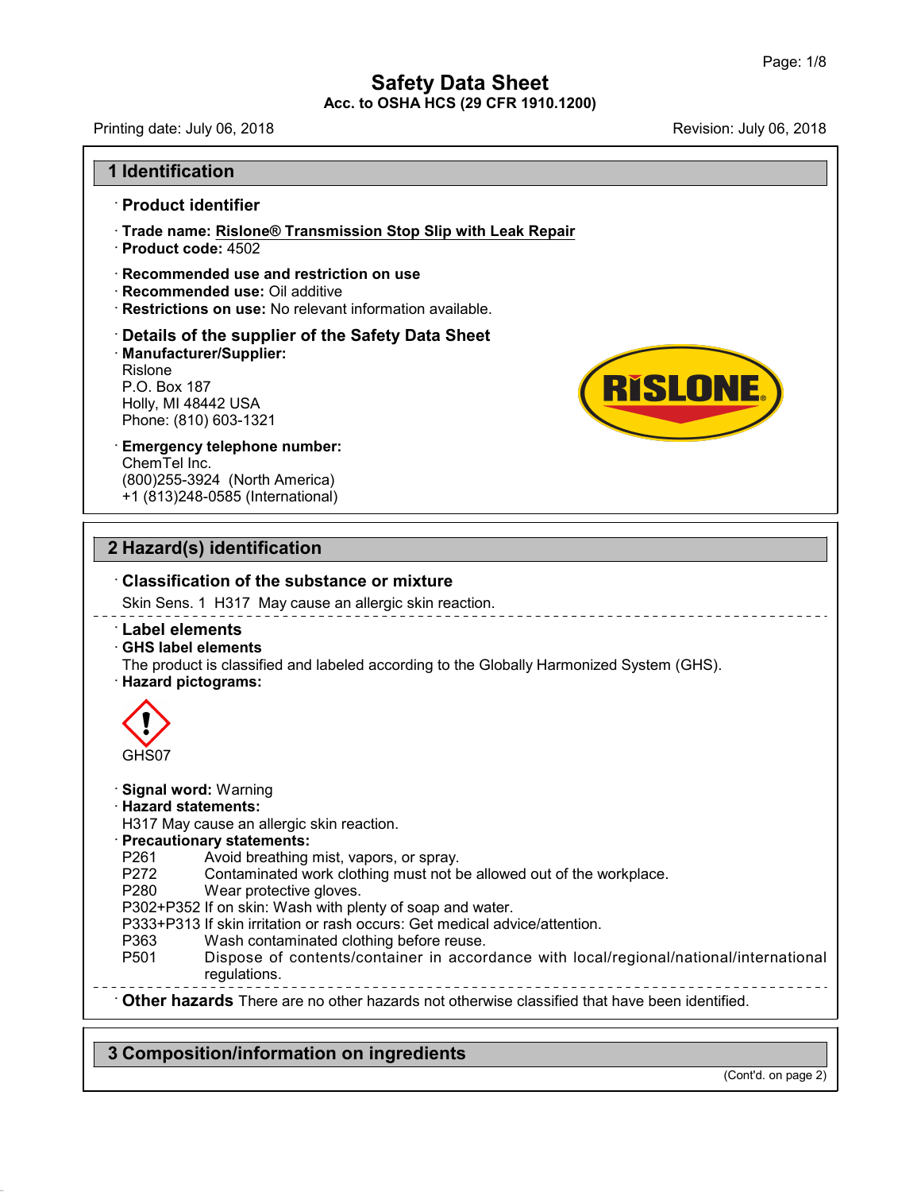# Safety Data Sheet

**Acc. to OSHA HCS (29 CFR 1910.1200)**

Printing date: July 06, 2018 Revision: July 06, 2018

## 1 Identification

· **Product identifier**

· **Trade name: Rislone® Transmission Stop Slip with Leak Repair**

· **Product code:** 4502

· **Recommended use and restriction on use**

· **Recommended use:** Oil additive

· **Restrictions on use:** No relevant information available.

· **Details of the supplier of the Safety Data Sheet**

· **Manufacturer/Supplier:**

Rislone
P.O. Box 187
Holly, MI 48442 USA
Phone: (810) 603-1321

· **Emergency telephone number:**

ChemTel Inc.
(800)255-3924 (North America)
+1 (813)248-0585 (International)

## 2 Hazard(s) identification

· **Classification of the substance or mixture**

Skin Sens. 1 H317 May cause an allergic skin reaction.

· **Label elements**

· **GHS label elements**

The product is classified and labeled according to the Globally Harmonized System (GHS).

· **Hazard pictograms:**

GHS07

· **Signal word:** Warning

· **Hazard statements:**

H317 May cause an allergic skin reaction.

· **Precautionary statements:**

P261 Avoid breathing mist, vapors, or spray.
P272 Contaminated work clothing must not be allowed out of the workplace.
P280 Wear protective gloves.
P302+P352 If on skin: Wash with plenty of soap and water.
P333+P313 If skin irritation or rash occurs: Get medical advice/attention.
P363 Wash contaminated clothing before reuse.
P501 Dispose of contents/container in accordance with local/regional/national/international regulations.

· **Other hazards** There are no other hazards not otherwise classified that have been identified.

## 3 Composition/information on ingredients

(Cont'd. on page 2)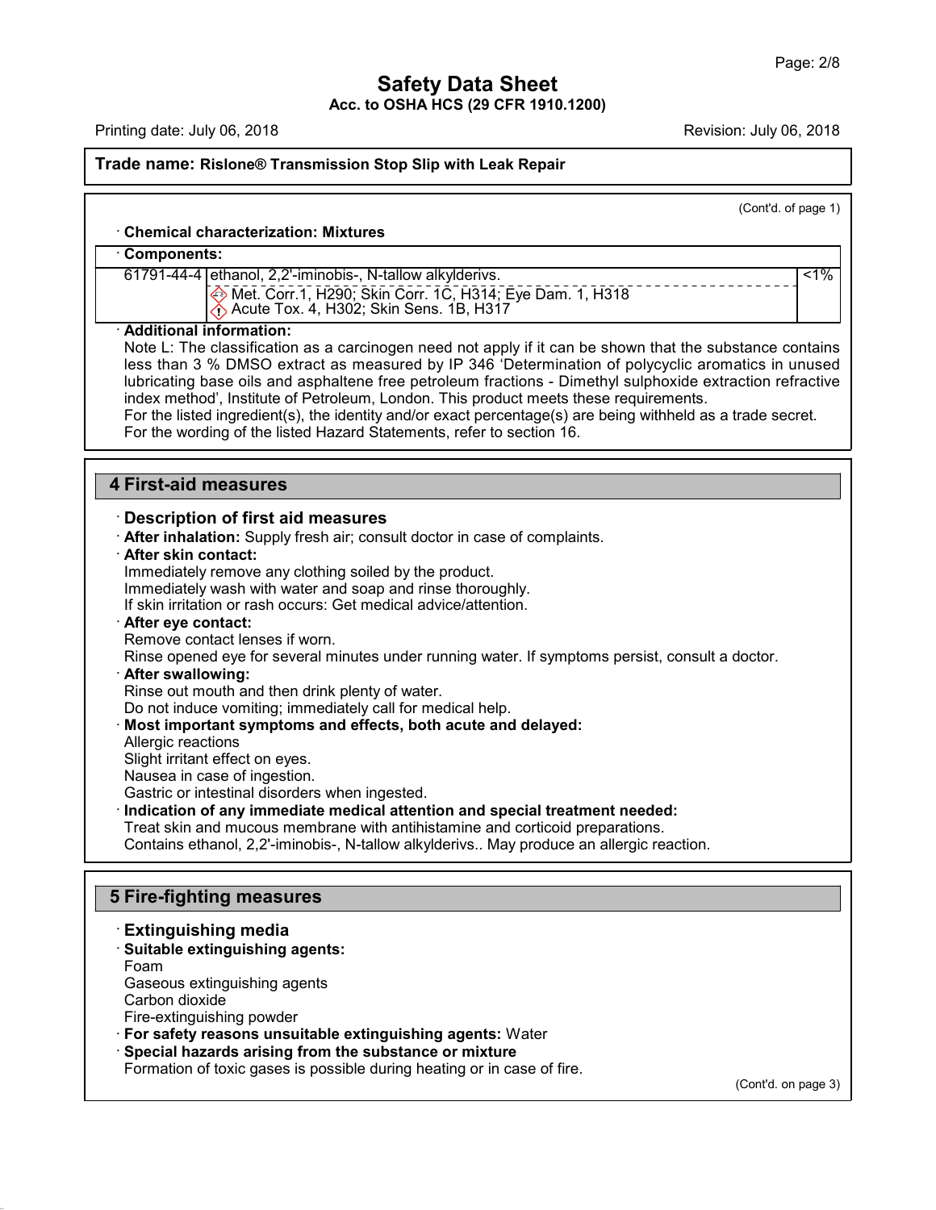(Cont'd. of page 1)

· **Chemical characterization: Mixtures**

· **Components:**

| | | |
|---|---|---|
| 61791-44-4 | ethanol, 2,2'-iminobis-, N-tallow alkylderivs.<br>Met. Corr.1, H290; Skin Corr. 1C, H314; Eye Dam. 1, H318<br>Acute Tox. 4, H302; Skin Sens. 1B, H317 | <1% |

· **Additional information:**
Note L: The classification as a carcinogen need not apply if it can be shown that the substance contains less than 3 % DMSO extract as measured by IP 346 'Determination of polycyclic aromatics in unused lubricating base oils and asphaltene free petroleum fractions - Dimethyl sulphoxide extraction refractive index method', Institute of Petroleum, London. This product meets these requirements.
For the listed ingredient(s), the identity and/or exact percentage(s) are being withheld as a trade secret.
For the wording of the listed Hazard Statements, refer to section 16.

## 4 First-aid measures

### · Description of first aid measures

· **After inhalation:** Supply fresh air; consult doctor in case of complaints.

· **After skin contact:**
Immediately remove any clothing soiled by the product.
Immediately wash with water and soap and rinse thoroughly.
If skin irritation or rash occurs: Get medical advice/attention.

· **After eye contact:**
Remove contact lenses if worn.
Rinse opened eye for several minutes under running water. If symptoms persist, consult a doctor.

· **After swallowing:**
Rinse out mouth and then drink plenty of water.
Do not induce vomiting; immediately call for medical help.

· **Most important symptoms and effects, both acute and delayed:**
Allergic reactions
Slight irritant effect on eyes.
Nausea in case of ingestion.
Gastric or intestinal disorders when ingested.

· **Indication of any immediate medical attention and special treatment needed:**
Treat skin and mucous membrane with antihistamine and corticoid preparations.
Contains ethanol, 2,2'-iminobis-, N-tallow alkylderivs.. May produce an allergic reaction.

## 5 Fire-fighting measures

### · Extinguishing media

· **Suitable extinguishing agents:**
Foam
Gaseous extinguishing agents
Carbon dioxide
Fire-extinguishing powder

· **For safety reasons unsuitable extinguishing agents:** Water

· **Special hazards arising from the substance or mixture**
Formation of toxic gases is possible during heating or in case of fire.

(Cont'd. on page 3)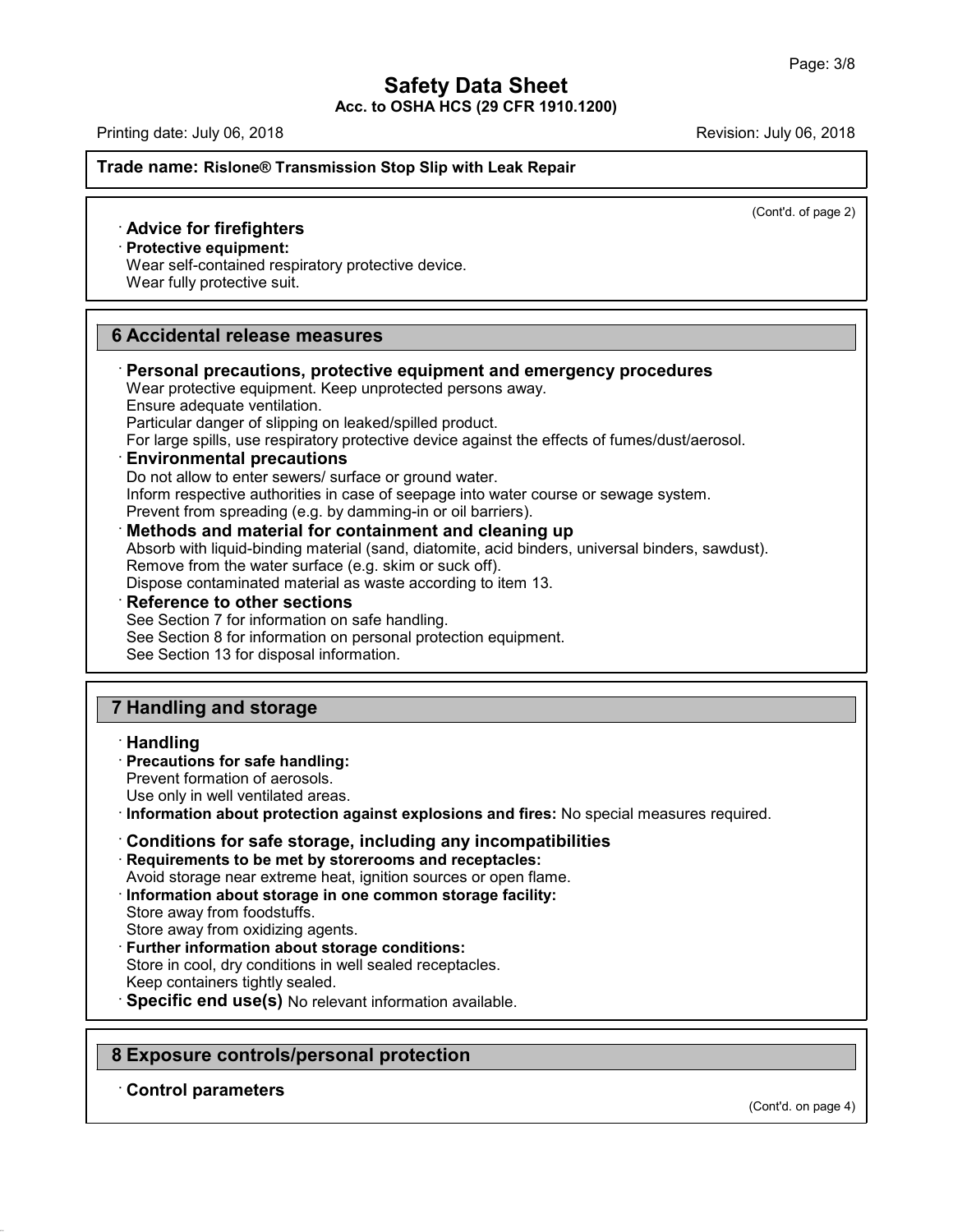(Cont'd. of page 2)

· **Advice for firefighters**
· **Protective equipment:**
Wear self-contained respiratory protective device.
Wear fully protective suit.

## 6 Accidental release measures

· **Personal precautions, protective equipment and emergency procedures**
Wear protective equipment. Keep unprotected persons away.
Ensure adequate ventilation.
Particular danger of slipping on leaked/spilled product.
For large spills, use respiratory protective device against the effects of fumes/dust/aerosol.
· **Environmental precautions**
Do not allow to enter sewers/ surface or ground water.
Inform respective authorities in case of seepage into water course or sewage system.
Prevent from spreading (e.g. by damming-in or oil barriers).
· **Methods and material for containment and cleaning up**
Absorb with liquid-binding material (sand, diatomite, acid binders, universal binders, sawdust).
Remove from the water surface (e.g. skim or suck off).
Dispose contaminated material as waste according to item 13.
· **Reference to other sections**
See Section 7 for information on safe handling.
See Section 8 for information on personal protection equipment.
See Section 13 for disposal information.

## 7 Handling and storage

· **Handling**
· **Precautions for safe handling:**
Prevent formation of aerosols.
Use only in well ventilated areas.
· **Information about protection against explosions and fires:** No special measures required.

· **Conditions for safe storage, including any incompatibilities**
· **Requirements to be met by storerooms and receptacles:**
Avoid storage near extreme heat, ignition sources or open flame.
· **Information about storage in one common storage facility:**
Store away from foodstuffs.
Store away from oxidizing agents.
· **Further information about storage conditions:**
Store in cool, dry conditions in well sealed receptacles.
Keep containers tightly sealed.
· **Specific end use(s)** No relevant information available.

## 8 Exposure controls/personal protection

· **Control parameters**

(Cont'd. on page 4)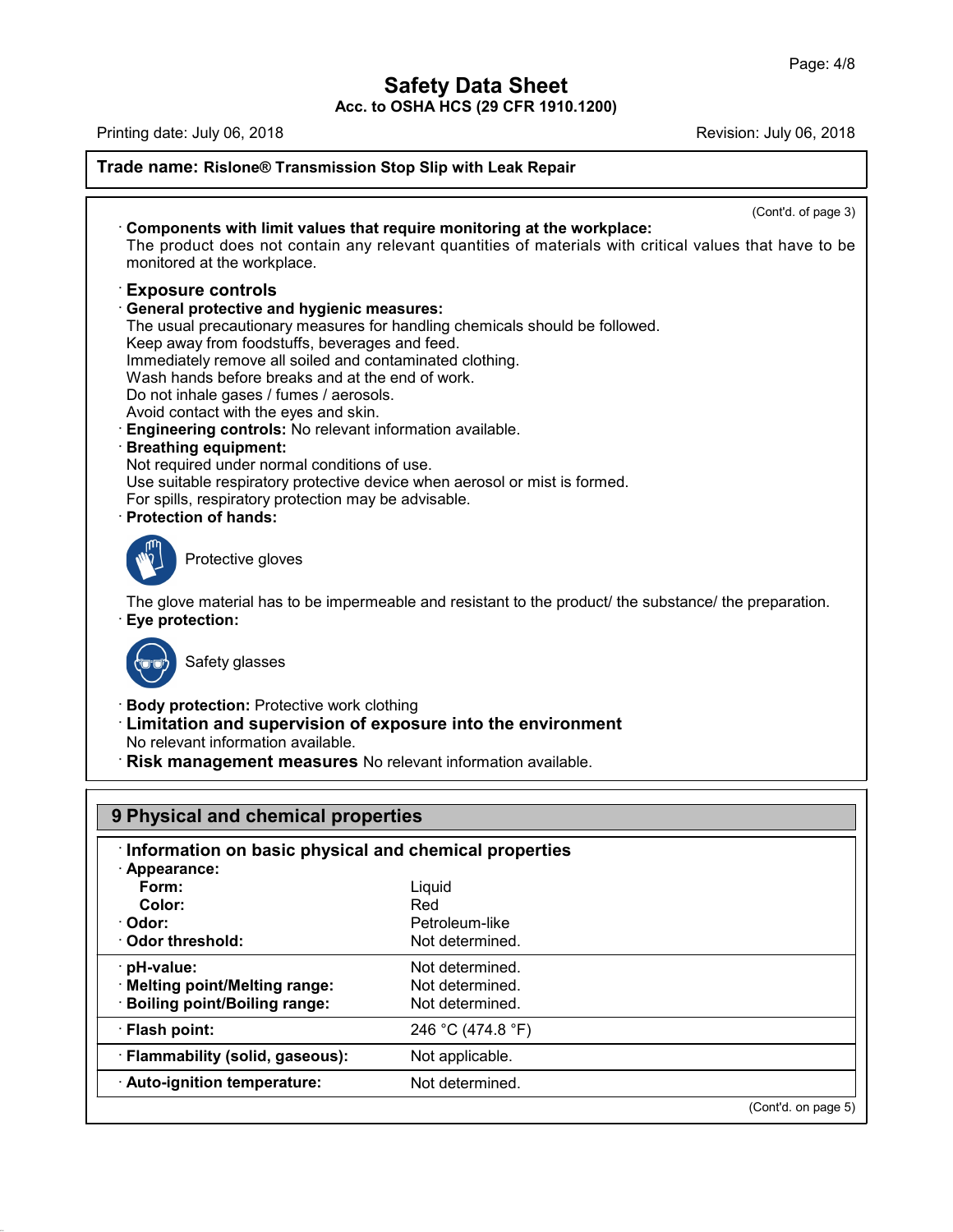**Trade name: Rislone® Transmission Stop Slip with Leak Repair**

(Cont'd. of page 3)

· **Components with limit values that require monitoring at the workplace:**
The product does not contain any relevant quantities of materials with critical values that have to be monitored at the workplace.

· **Exposure controls**

· **General protective and hygienic measures:**
The usual precautionary measures for handling chemicals should be followed.
Keep away from foodstuffs, beverages and feed.
Immediately remove all soiled and contaminated clothing.
Wash hands before breaks and at the end of work.
Do not inhale gases / fumes / aerosols.
Avoid contact with the eyes and skin.

· **Engineering controls:** No relevant information available.

· **Breathing equipment:**
Not required under normal conditions of use.
Use suitable respiratory protective device when aerosol or mist is formed.
For spills, respiratory protection may be advisable.

· **Protection of hands:**

Protective gloves

The glove material has to be impermeable and resistant to the product/ the substance/ the preparation.

· **Eye protection:**

Safety glasses

· **Body protection:** Protective work clothing

· **Limitation and supervision of exposure into the environment**
No relevant information available.

· **Risk management measures** No relevant information available.

## 9 Physical and chemical properties

· **Information on basic physical and chemical properties**

| | |
|---|---|
| · **Appearance:** | |
| **Form:** | Liquid |
| **Color:** | Red |
| · **Odor:** | Petroleum-like |
| · **Odor threshold:** | Not determined. |
| · **pH-value:** | Not determined. |
| · **Melting point/Melting range:** | Not determined. |
| · **Boiling point/Boiling range:** | Not determined. |
| · **Flash point:** | 246 °C (474.8 °F) |
| · **Flammability (solid, gaseous):** | Not applicable. |
| · **Auto-ignition temperature:** | Not determined. |

(Cont'd. on page 5)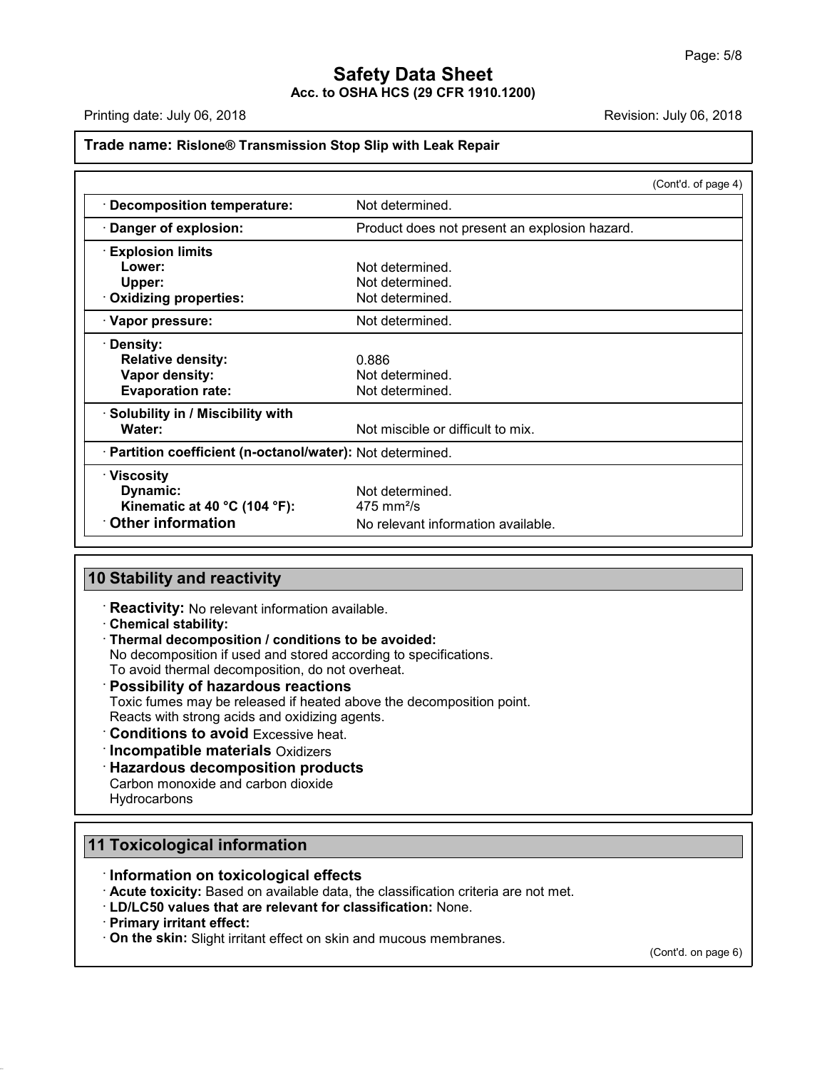**Trade name: Rislone® Transmission Stop Slip with Leak Repair**

(Cont'd. of page 4)

| | |
|---|---|
| · **Decomposition temperature:** | Not determined. |
| · **Danger of explosion:** | Product does not present an explosion hazard. |
| · **Explosion limits** | |
| **Lower:** | Not determined. |
| **Upper:** | Not determined. |
| · **Oxidizing properties:** | Not determined. |
| · **Vapor pressure:** | Not determined. |
| · **Density:** | |
| **Relative density:** | 0.886 |
| **Vapor density:** | Not determined. |
| **Evaporation rate:** | Not determined. |
| · **Solubility in / Miscibility with** | |
| **Water:** | Not miscible or difficult to mix. |
| · **Partition coefficient (n-octanol/water):** | Not determined. |
| · **Viscosity** | |
| **Dynamic:** | Not determined. |
| **Kinematic at 40 °C (104 °F):** | 475 $mm^2/s$ |
| · **Other information** | No relevant information available. |

## 10 Stability and reactivity

· **Reactivity:** No relevant information available.

· **Chemical stability:**

· **Thermal decomposition / conditions to be avoided:**
No decomposition if used and stored according to specifications.
To avoid thermal decomposition, do not overheat.

· **Possibility of hazardous reactions**
Toxic fumes may be released if heated above the decomposition point.
Reacts with strong acids and oxidizing agents.

· **Conditions to avoid** Excessive heat.

· **Incompatible materials** Oxidizers

· **Hazardous decomposition products**
Carbon monoxide and carbon dioxide
Hydrocarbons

## 11 Toxicological information

· **Information on toxicological effects**

· **Acute toxicity:** Based on available data, the classification criteria are not met.

· **LD/LC50 values that are relevant for classification:** None.

· **Primary irritant effect:**

· **On the skin:** Slight irritant effect on skin and mucous membranes.

(Cont'd. on page 6)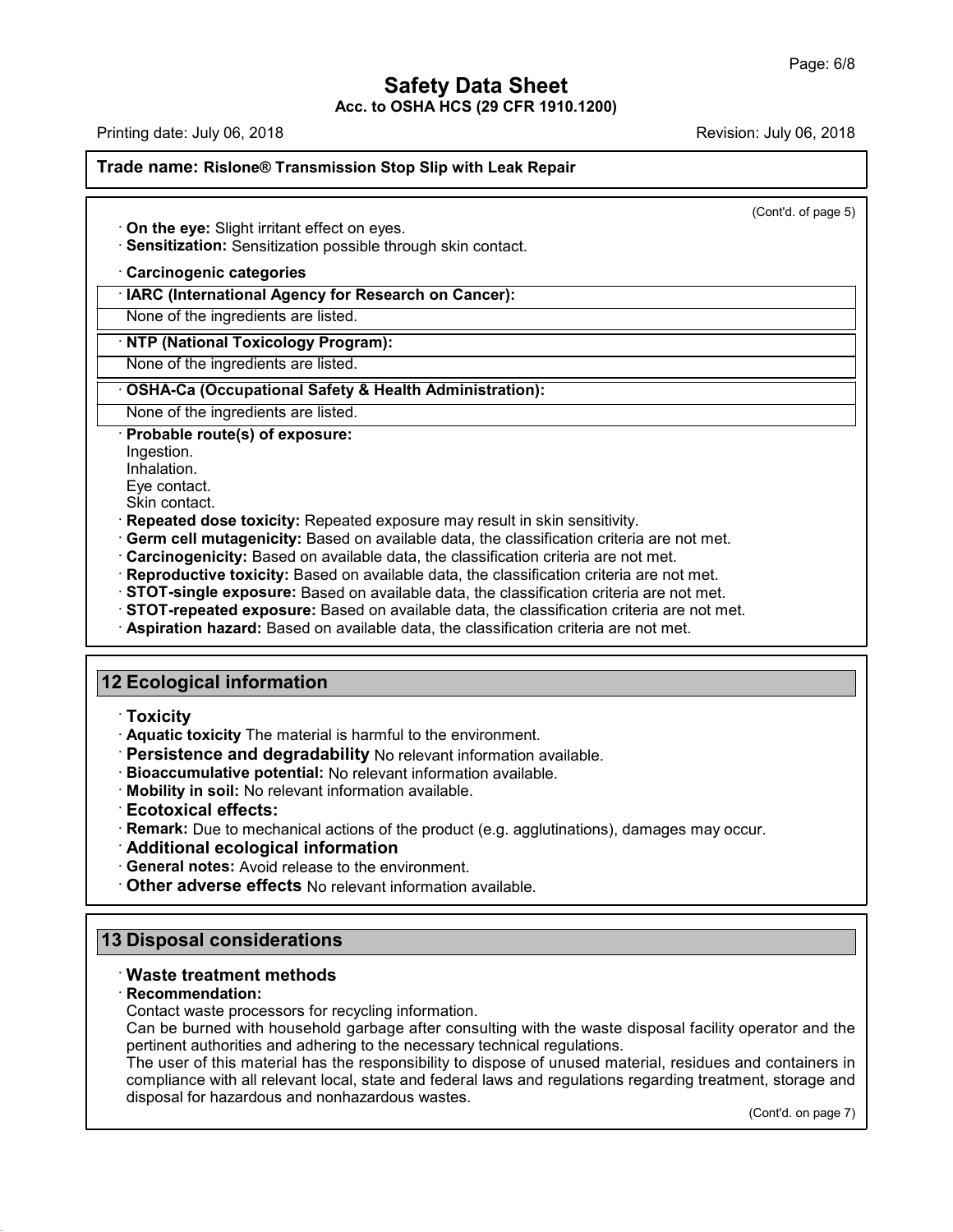(Cont'd. of page 5)

· **On the eye:** Slight irritant effect on eyes.
· **Sensitization:** Sensitization possible through skin contact.

· **Carcinogenic categories**

| · IARC (International Agency for Research on Cancer): |
|---|
| None of the ingredients are listed. |

| · NTP (National Toxicology Program): |
|---|
| None of the ingredients are listed. |

| · OSHA-Ca (Occupational Safety & Health Administration): |
|---|
| None of the ingredients are listed. |

· **Probable route(s) of exposure:**
Ingestion.
Inhalation.
Eye contact.
Skin contact.
· **Repeated dose toxicity:** Repeated exposure may result in skin sensitivity.
· **Germ cell mutagenicity:** Based on available data, the classification criteria are not met.
· **Carcinogenicity:** Based on available data, the classification criteria are not met.
· **Reproductive toxicity:** Based on available data, the classification criteria are not met.
· **STOT-single exposure:** Based on available data, the classification criteria are not met.
· **STOT-repeated exposure:** Based on available data, the classification criteria are not met.
· **Aspiration hazard:** Based on available data, the classification criteria are not met.

## 12 Ecological information

· **Toxicity**
· **Aquatic toxicity** The material is harmful to the environment.
· **Persistence and degradability** No relevant information available.
· **Bioaccumulative potential:** No relevant information available.
· **Mobility in soil:** No relevant information available.
· **Ecotoxical effects:**
· **Remark:** Due to mechanical actions of the product (e.g. agglutinations), damages may occur.
· **Additional ecological information**
· **General notes:** Avoid release to the environment.
· **Other adverse effects** No relevant information available.

## 13 Disposal considerations

· **Waste treatment methods**
· **Recommendation:**
Contact waste processors for recycling information.
Can be burned with household garbage after consulting with the waste disposal facility operator and the pertinent authorities and adhering to the necessary technical regulations.
The user of this material has the responsibility to dispose of unused material, residues and containers in compliance with all relevant local, state and federal laws and regulations regarding treatment, storage and disposal for hazardous and nonhazardous wastes.

(Cont'd. on page 7)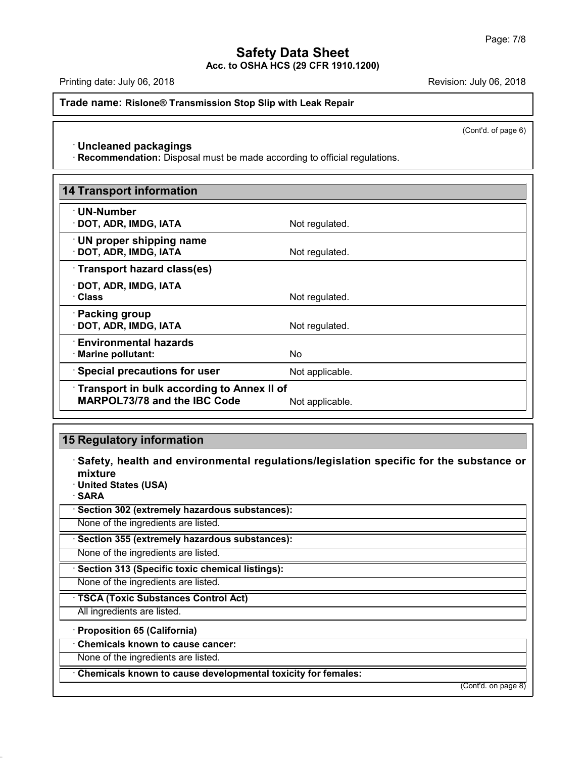(Cont'd. of page 6)

· **Uncleaned packagings**
· **Recommendation:** Disposal must be made according to official regulations.

## 14 Transport information

| | |
|---|---|
| · **UN-Number** | |
| · **DOT, ADR, IMDG, IATA** | Not regulated. |
| · **UN proper shipping name** | |
| · **DOT, ADR, IMDG, IATA** | Not regulated. |
| · **Transport hazard class(es)** | |
| · **DOT, ADR, IMDG, IATA** | |
| · **Class** | Not regulated. |
| · **Packing group** | |
| · **DOT, ADR, IMDG, IATA** | Not regulated. |
| · **Environmental hazards** | |
| · **Marine pollutant:** | No |
| · **Special precautions for user** | Not applicable. |
| · **Transport in bulk according to Annex II of MARPOL73/78 and the IBC Code** | Not applicable. |

## 15 Regulatory information

· **Safety, health and environmental regulations/legislation specific for the substance or mixture**
· **United States (USA)**
· **SARA**

· **Section 302 (extremely hazardous substances):**
None of the ingredients are listed.

· **Section 355 (extremely hazardous substances):**
None of the ingredients are listed.

· **Section 313 (Specific toxic chemical listings):**
None of the ingredients are listed.

· **TSCA (Toxic Substances Control Act)**
All ingredients are listed.

· **Proposition 65 (California)**

· **Chemicals known to cause cancer:**
None of the ingredients are listed.

· **Chemicals known to cause developmental toxicity for females:**

(Cont'd. on page 8)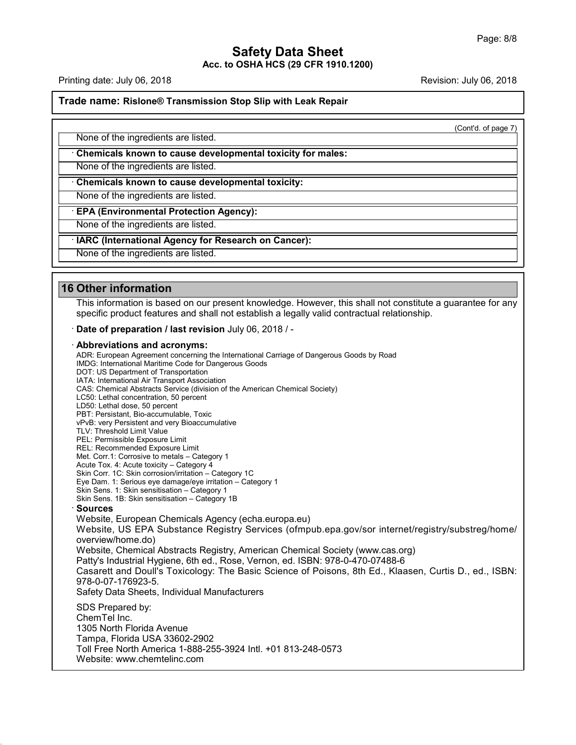(Cont'd. of page 7)

None of the ingredients are listed.

· **Chemicals known to cause developmental toxicity for males:**

None of the ingredients are listed.

· **Chemicals known to cause developmental toxicity:**

None of the ingredients are listed.

· **EPA (Environmental Protection Agency):**

None of the ingredients are listed.

· **IARC (International Agency for Research on Cancer):**

None of the ingredients are listed.

## 16 Other information

This information is based on our present knowledge. However, this shall not constitute a guarantee for any specific product features and shall not establish a legally valid contractual relationship.

· **Date of preparation / last revision** July 06, 2018 / -

· **Abbreviations and acronyms:**

ADR: European Agreement concerning the International Carriage of Dangerous Goods by Road
IMDG: International Maritime Code for Dangerous Goods
DOT: US Department of Transportation
IATA: International Air Transport Association
CAS: Chemical Abstracts Service (division of the American Chemical Society)
LC50: Lethal concentration, 50 percent
LD50: Lethal dose, 50 percent
PBT: Persistant, Bio-accumulable, Toxic
vPvB: very Persistent and very Bioaccumulative
TLV: Threshold Limit Value
PEL: Permissible Exposure Limit
REL: Recommended Exposure Limit
Met. Corr.1: Corrosive to metals – Category 1
Acute Tox. 4: Acute toxicity – Category 4
Skin Corr. 1C: Skin corrosion/irritation – Category 1C
Eye Dam. 1: Serious eye damage/eye irritation – Category 1
Skin Sens. 1: Skin sensitisation – Category 1
Skin Sens. 1B: Skin sensitisation – Category 1B

· **Sources**

Website, European Chemicals Agency (echa.europa.eu)
Website, US EPA Substance Registry Services (ofmpub.epa.gov/sor internet/registry/substreg/home/overview/home.do)
Website, Chemical Abstracts Registry, American Chemical Society (www.cas.org)
Patty's Industrial Hygiene, 6th ed., Rose, Vernon, ed. ISBN: 978-0-470-07488-6
Casarett and Doull's Toxicology: The Basic Science of Poisons, 8th Ed., Klaasen, Curtis D., ed., ISBN: 978-0-07-176923-5.
Safety Data Sheets, Individual Manufacturers

SDS Prepared by:
ChemTel Inc.
1305 North Florida Avenue
Tampa, Florida USA 33602-2902
Toll Free North America 1-888-255-3924 Intl. +01 813-248-0573
Website: www.chemtelinc.com